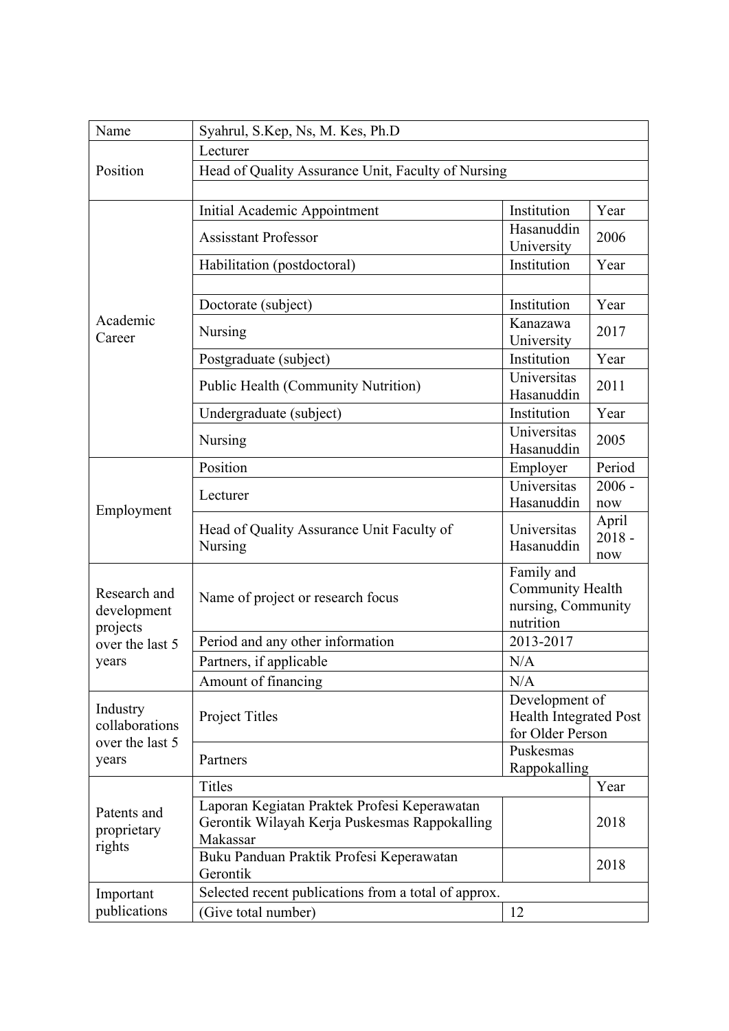| | | | |
|---|---|---|---|
| Name | Syahrul, S.Kep, Ns, M. Kes, Ph.D | | |
| Position | Lecturer | | |
| | Head of Quality Assurance Unit, Faculty of Nursing | | |
| | | | |
| Academic Career | Initial Academic Appointment | Institution | Year |
| | Assisstant Professor | Hasanuddin University | 2006 |
| | Habilitation (postdoctoral) | Institution | Year |
| | | | |
| | Doctorate (subject) | Institution | Year |
| | Nursing | Kanazawa University | 2017 |
| | Postgraduate (subject) | Institution | Year |
| | Public Health (Community Nutrition) | Universitas Hasanuddin | 2011 |
| | Undergraduate (subject) | Institution | Year |
| | Nursing | Universitas Hasanuddin | 2005 |
| Employment | Position | Employer | Period |
| | Lecturer | Universitas Hasanuddin | 2006 - now |
| | Head of Quality Assurance Unit Faculty of Nursing | Universitas Hasanuddin | April 2018 - now |
| Research and development projects over the last 5 years | Name of project or research focus | Family and Community Health nursing, Community nutrition | |
| | Period and any other information | 2013-2017 | |
| | Partners, if applicable | N/A | |
| | Amount of financing | N/A | |
| Industry collaborations over the last 5 years | Project Titles | Development of Health Integrated Post for Older Person | |
| | Partners | Puskesmas Rappokalling | |
| Patents and proprietary rights | Titles | | Year |
| | Laporan Kegiatan Praktek Profesi Keperawatan Gerontik Wilayah Kerja Puskesmas Rappokalling Makassar | | 2018 |
| | Buku Panduan Praktik Profesi Keperawatan Gerontik | | 2018 |
| Important publications | Selected recent publications from a total of approx. | | |
| | (Give total number) | 12 | |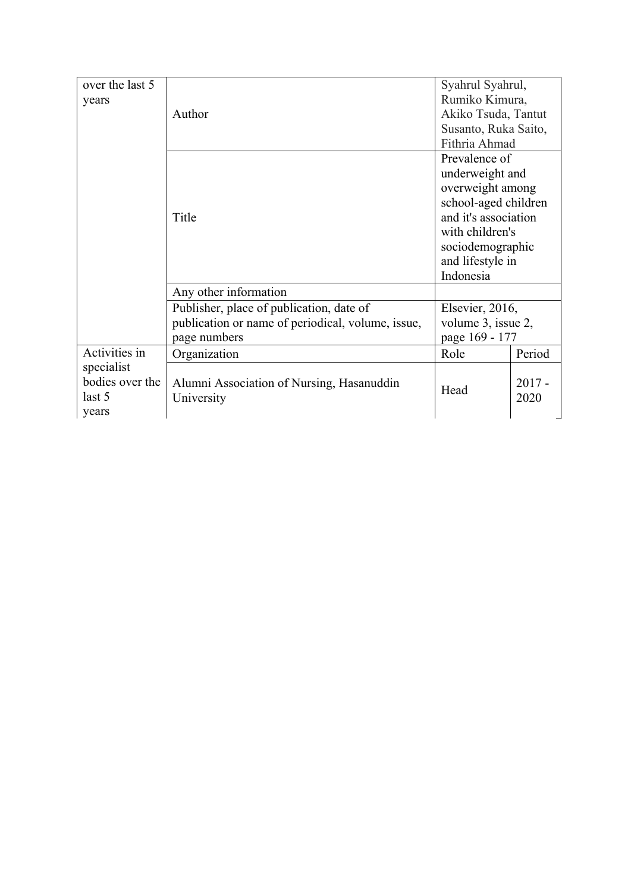| | | | |
|---|---|---|---|
| over the last 5 years | Author | Syahrul Syahrul, Rumiko Kimura, Akiko Tsuda, Tantut Susanto, Ruka Saito, Fithria Ahmad | |
| | Title | Prevalence of underweight and overweight among school-aged children and it's association with children's sociodemographic and lifestyle in Indonesia | |
| | Any other information | | |
| | Publisher, place of publication, date of publication or name of periodical, volume, issue, page numbers | Elsevier, 2016, volume 3, issue 2, page 169 - 177 | |
| Activities in specialist bodies over the last 5 years | Organization | Role | Period |
| | Alumni Association of Nursing, Hasanuddin University | Head | 2017 - 2020 |